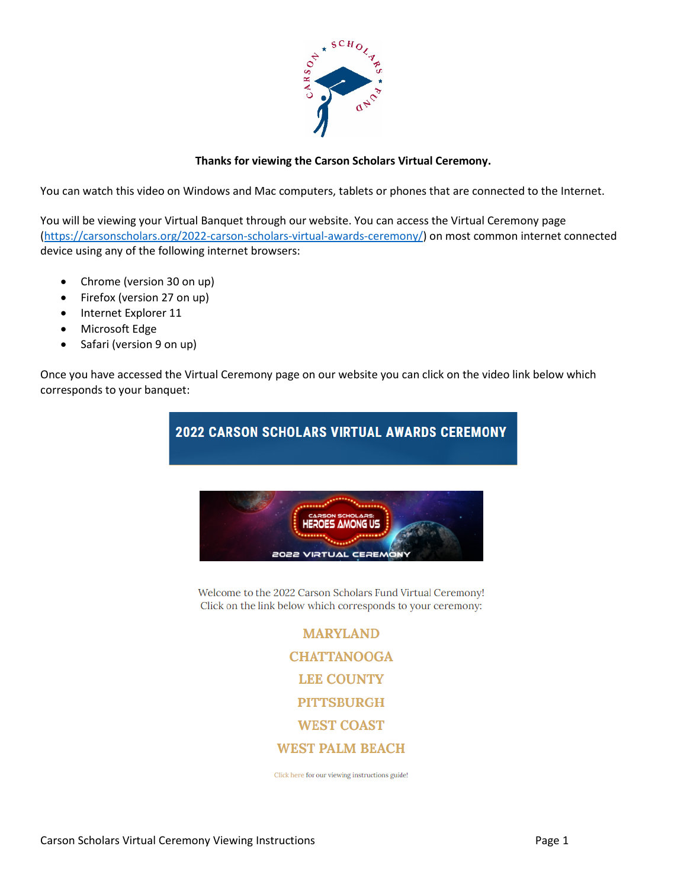**Thanks for viewing the Carson Scholars Virtual Ceremony.**

You can watch this video on Windows and Mac computers, tablets or phones that are connected to the Internet.

You will be viewing your Virtual Banquet through our website. You can access the Virtual Ceremony page (https://carsonscholars.org/2022-carson-scholars-virtual-awards-ceremony/) on most common internet connected device using any of the following internet browsers:

- Chrome (version 30 on up)
- Firefox (version 27 on up)
- Internet Explorer 11
- Microsoft Edge
- Safari (version 9 on up)

Once you have accessed the Virtual Ceremony page on our website you can click on the video link below which corresponds to your banquet:

**2022 CARSON SCHOLARS VIRTUAL AWARDS CEREMONY**

CARSON SCHOLARS: HEROES AMONG US
2022 VIRTUAL CEREMONY

Welcome to the 2022 Carson Scholars Fund Virtual Ceremony!
Click on the link below which corresponds to your ceremony:

**MARYLAND**
**CHATTANOOGA**
**LEE COUNTY**
**PITTSBURGH**
**WEST COAST**
**WEST PALM BEACH**

Click here for our viewing instructions guide!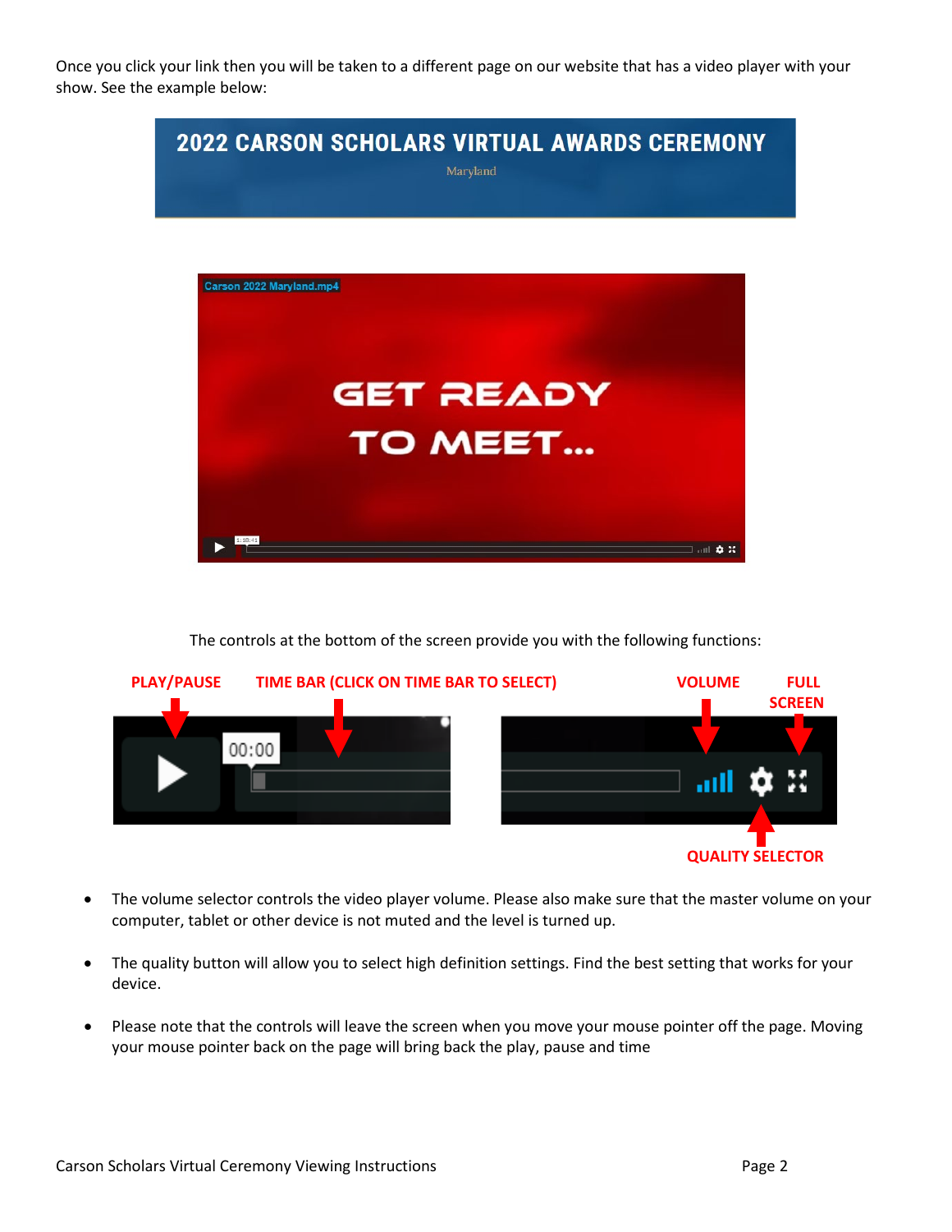Once you click your link then you will be taken to a different page on our website that has a video player with your show. See the example below:

2022 CARSON SCHOLARS VIRTUAL AWARDS CEREMONY

Maryland

Carson 2022 Maryland.mp4

GET READY TO MEET...

The controls at the bottom of the screen provide you with the following functions:

PLAY/PAUSE

TIME BAR (CLICK ON TIME BAR TO SELECT)

VOLUME

FULL SCREEN

QUALITY SELECTOR

- The volume selector controls the video player volume. Please also make sure that the master volume on your computer, tablet or other device is not muted and the level is turned up.
- The quality button will allow you to select high definition settings. Find the best setting that works for your device.
- Please note that the controls will leave the screen when you move your mouse pointer off the page. Moving your mouse pointer back on the page will bring back the play, pause and time